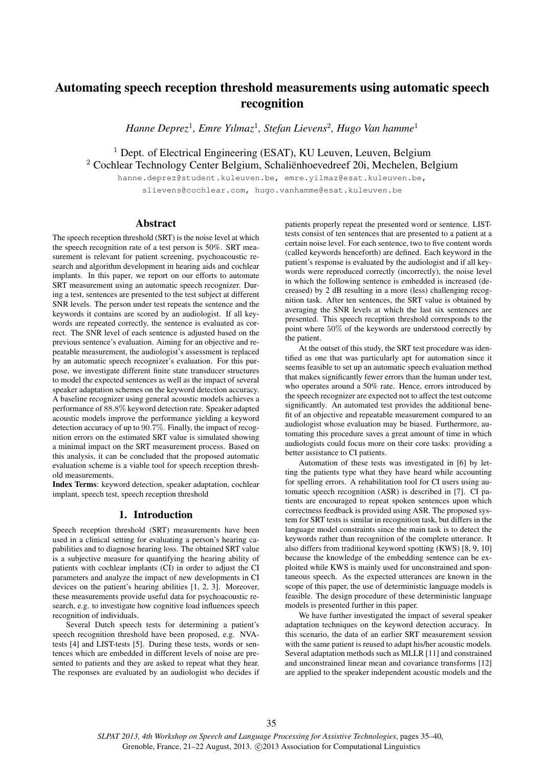# Automating speech reception threshold measurements using automatic speech recognition

*Hanne Deprez*[1], *Emre Yılmaz*[1], *Stefan Lievens*[2], *Hugo Van hamme*[1]

[1] Dept. of Electrical Engineering (ESAT), KU Leuven, Leuven, Belgium
[2] Cochlear Technology Center Belgium, Schaliënhoevedreef 20i, Mechelen, Belgium

hanne.deprez@student.kuleuven.be, emre.yilmaz@esat.kuleuven.be, slievens@cochlear.com, hugo.vanhamme@esat.kuleuven.be

## Abstract

The speech reception threshold (SRT) is the noise level at which the speech recognition rate of a test person is 50%. SRT measurement is relevant for patient screening, psychoacoustic research and algorithm development in hearing aids and cochlear implants. In this paper, we report on our efforts to automate SRT measurement using an automatic speech recognizer. During a test, sentences are presented to the test subject at different SNR levels. The person under test repeats the sentence and the keywords it contains are scored by an audiologist. If all keywords are repeated correctly, the sentence is evaluated as correct. The SNR level of each sentence is adjusted based on the previous sentence's evaluation. Aiming for an objective and repeatable measurement, the audiologist's assessment is replaced by an automatic speech recognizer's evaluation. For this purpose, we investigate different finite state transducer structures to model the expected sentences as well as the impact of several speaker adaptation schemes on the keyword detection accuracy. A baseline recognizer using general acoustic models achieves a performance of $88.8\%$ keyword detection rate. Speaker adapted acoustic models improve the performance yielding a keyword detection accuracy of up to $90.7\%$. Finally, the impact of recognition errors on the estimated SRT value is simulated showing a minimal impact on the SRT measurement process. Based on this analysis, it can be concluded that the proposed automatic evaluation scheme is a viable tool for speech reception threshold measurements.

**Index Terms**: keyword detection, speaker adaptation, cochlear implant, speech test, speech reception threshold

## 1. Introduction

Speech reception threshold (SRT) measurements have been used in a clinical setting for evaluating a person's hearing capabilities and to diagnose hearing loss. The obtained SRT value is a subjective measure for quantifying the hearing ability of patients with cochlear implants (CI) in order to adjust the CI parameters and analyze the impact of new developments in CI devices on the patient's hearing abilities [1, 2, 3]. Moreover, these measurements provide useful data for psychoacoustic research, e.g. to investigate how cognitive load influences speech recognition of individuals.

Several Dutch speech tests for determining a patient's speech reception threshold have been proposed, e.g. NVA-tests [4] and LIST-tests [5]. During these tests, words or sentences which are embedded in different levels of noise are presented to patients and they are asked to repeat what they hear. The responses are evaluated by an audiologist who decides if patients properly repeat the presented word or sentence. LIST-tests consist of ten sentences that are presented to a patient at a certain noise level. For each sentence, two to five content words (called keywords henceforth) are defined. Each keyword in the patient's response is evaluated by the audiologist and if all keywords were reproduced correctly (incorrectly), the noise level in which the following sentence is embedded is increased (decreased) by 2 dB resulting in a more (less) challenging recognition task. After ten sentences, the SRT value is obtained by averaging the SNR levels at which the last six sentences are presented. This speech reception threshold corresponds to the point where $50\%$ of the keywords are understood correctly by the patient.

At the outset of this study, the SRT test procedure was identified as one that was particularly apt for automation since it seems feasible to set up an automatic speech evaluation method that makes significantly fewer errors than the human under test, who operates around a 50% rate. Hence, errors introduced by the speech recognizer are expected not to affect the test outcome significantly. An automated test provides the additional benefit of an objective and repeatable measurement compared to an audiologist whose evaluation may be biased. Furthermore, automating this procedure saves a great amount of time in which audiologists could focus more on their core tasks: providing a better assistance to CI patients.

Automation of these tests was investigated in [6] by letting the patients type what they have heard while accounting for spelling errors. A rehabilitation tool for CI users using automatic speech recognition (ASR) is described in [7]. CI patients are encouraged to repeat spoken sentences upon which correctness feedback is provided using ASR. The proposed system for SRT tests is similar in recognition task, but differs in the language model constraints since the main task is to detect the keywords rather than recognition of the complete utterance. It also differs from traditional keyword spotting (KWS) [8, 9, 10] because the knowledge of the embedding sentence can be exploited while KWS is mainly used for unconstrained and spontaneous speech. As the expected utterances are known in the scope of this paper, the use of deterministic language models is feasible. The design procedure of these deterministic language models is presented further in this paper.

We have further investigated the impact of several speaker adaptation techniques on the keyword detection accuracy. In this scenario, the data of an earlier SRT measurement session with the same patient is reused to adapt his/her acoustic models. Several adaptation methods such as MLLR [11] and constrained and unconstrained linear mean and covariance transforms [12] are applied to the speaker independent acoustic models and the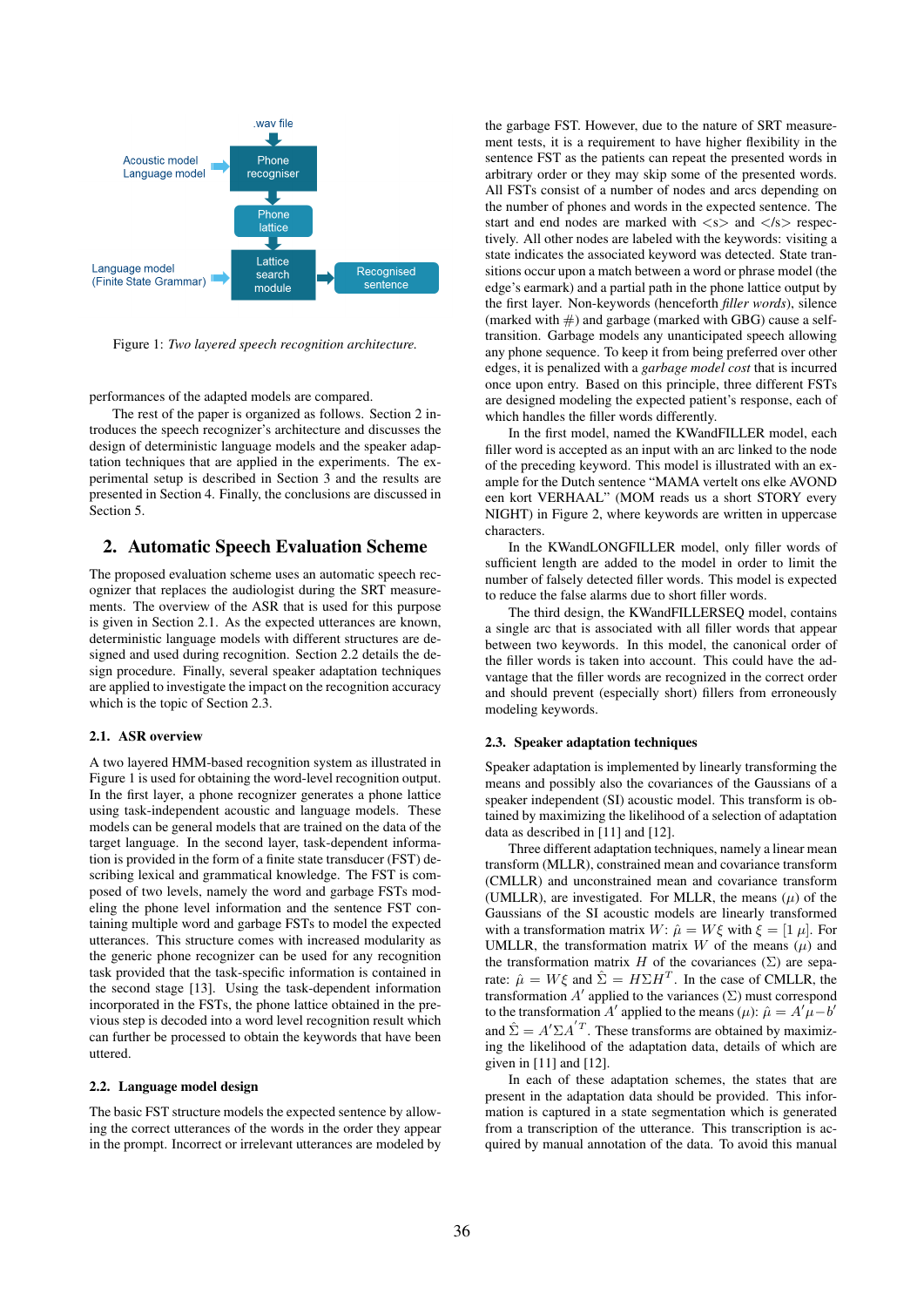Figure 1: *Two layered speech recognition architecture.*

performances of the adapted models are compared.

The rest of the paper is organized as follows. Section 2 introduces the speech recognizer's architecture and discusses the design of deterministic language models and the speaker adaptation techniques that are applied in the experiments. The experimental setup is described in Section 3 and the results are presented in Section 4. Finally, the conclusions are discussed in Section 5.

## 2. Automatic Speech Evaluation Scheme

The proposed evaluation scheme uses an automatic speech recognizer that replaces the audiologist during the SRT measurements. The overview of the ASR that is used for this purpose is given in Section 2.1. As the expected utterances are known, deterministic language models with different structures are designed and used during recognition. Section 2.2 details the design procedure. Finally, several speaker adaptation techniques are applied to investigate the impact on the recognition accuracy which is the topic of Section 2.3.

### 2.1. ASR overview

A two layered HMM-based recognition system as illustrated in Figure 1 is used for obtaining the word-level recognition output. In the first layer, a phone recognizer generates a phone lattice using task-independent acoustic and language models. These models can be general models that are trained on the data of the target language. In the second layer, task-dependent information is provided in the form of a finite state transducer (FST) describing lexical and grammatical knowledge. The FST is composed of two levels, namely the word and garbage FSTs modeling the phone level information and the sentence FST containing multiple word and garbage FSTs to model the expected utterances. This structure comes with increased modularity as the generic phone recognizer can be used for any recognition task provided that the task-specific information is contained in the second stage [13]. Using the task-dependent information incorporated in the FSTs, the phone lattice obtained in the previous step is decoded into a word level recognition result which can further be processed to obtain the keywords that have been uttered.

### 2.2. Language model design

The basic FST structure models the expected sentence by allowing the correct utterances of the words in the order they appear in the prompt. Incorrect or irrelevant utterances are modeled by the garbage FST. However, due to the nature of SRT measurement tests, it is a requirement to have higher flexibility in the sentence FST as the patients can repeat the presented words in arbitrary order or they may skip some of the presented words. All FSTs consist of a number of nodes and arcs depending on the number of phones and words in the expected sentence. The start and end nodes are marked with <s> and </s> respectively. All other nodes are labeled with the keywords: visiting a state indicates the associated keyword was detected. State transitions occur upon a match between a word or phrase model (the edge's earmark) and a partial path in the phone lattice output by the first layer. Non-keywords (henceforth *filler words*), silence (marked with #) and garbage (marked with GBG) cause a self-transition. Garbage models any unanticipated speech allowing any phone sequence. To keep it from being preferred over other edges, it is penalized with a *garbage model cost* that is incurred once upon entry. Based on this principle, three different FSTs are designed modeling the expected patient's response, each of which handles the filler words differently.

In the first model, named the KWandFILLER model, each filler word is accepted as an input with an arc linked to the node of the preceding keyword. This model is illustrated with an example for the Dutch sentence "MAMA vertelt ons elke AVOND een kort VERHAAL" (MOM reads us a short STORY every NIGHT) in Figure 2, where keywords are written in uppercase characters.

In the KWandLONGFILLER model, only filler words of sufficient length are added to the model in order to limit the number of falsely detected filler words. This model is expected to reduce the false alarms due to short filler words.

The third design, the KWandFILLERSEQ model, contains a single arc that is associated with all filler words that appear between two keywords. In this model, the canonical order of the filler words is taken into account. This could have the advantage that the filler words are recognized in the correct order and should prevent (especially short) fillers from erroneously modeling keywords.

### 2.3. Speaker adaptation techniques

Speaker adaptation is implemented by linearly transforming the means and possibly also the covariances of the Gaussians of a speaker independent (SI) acoustic model. This transform is obtained by maximizing the likelihood of a selection of adaptation data as described in [11] and [12].

Three different adaptation techniques, namely a linear mean transform (MLLR), constrained mean and covariance transform (CMLLR) and unconstrained mean and covariance transform (UMLLR), are investigated. For MLLR, the means ($\mu$) of the Gaussians of the SI acoustic models are linearly transformed with a transformation matrix $W$: $\hat{\mu} = W\xi$ with $\xi = [1\ \mu]$. For UMLLR, the transformation matrix $W$ of the means ($\mu$) and the transformation matrix $H$ of the covariances ($\Sigma$) are separate: $\hat{\mu} = W\xi$ and $\hat{\Sigma} = H\Sigma H^T$. In the case of CMLLR, the transformation $A'$ applied to the variances ($\Sigma$) must correspond to the transformation $A'$ applied to the means ($\mu$): $\hat{\mu} = A'\mu - b'$ and $\hat{\Sigma} = A'\Sigma A'^T$. These transforms are obtained by maximizing the likelihood of the adaptation data, details of which are given in [11] and [12].

In each of these adaptation schemes, the states that are present in the adaptation data should be provided. This information is captured in a state segmentation which is generated from a transcription of the utterance. This transcription is acquired by manual annotation of the data. To avoid this manual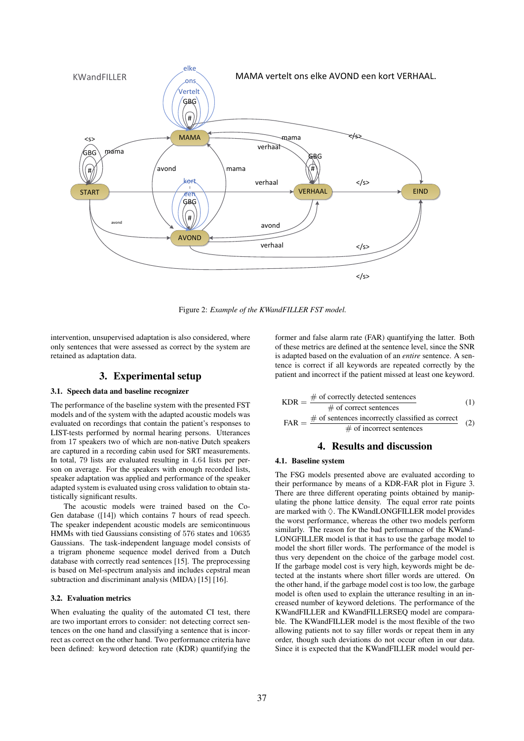Figure 2: *Example of the KWandFILLER FST model.*

intervention, unsupervised adaptation is also considered, where only sentences that were assessed as correct by the system are retained as adaptation data.

## 3. Experimental setup

### 3.1. Speech data and baseline recognizer

The performance of the baseline system with the presented FST models and of the system with the adapted acoustic models was evaluated on recordings that contain the patient's responses to LIST-tests performed by normal hearing persons. Utterances from 17 speakers two of which are non-native Dutch speakers are captured in a recording cabin used for SRT measurements. In total, 79 lists are evaluated resulting in 4.64 lists per person on average. For the speakers with enough recorded lists, speaker adaptation was applied and performance of the speaker adapted system is evaluated using cross validation to obtain statistically significant results.

The acoustic models were trained based on the CoGen database ([14]) which contains 7 hours of read speech. The speaker independent acoustic models are semicontinuous HMMs with tied Gaussians consisting of 576 states and 10635 Gaussians. The task-independent language model consists of a trigram phoneme sequence model derived from a Dutch database with correctly read sentences [15]. The preprocessing is based on Mel-spectrum analysis and includes cepstral mean subtraction and discriminant analysis (MIDA) [15] [16].

### 3.2. Evaluation metrics

When evaluating the quality of the automated CI test, there are two important errors to consider: not detecting correct sentences on the one hand and classifying a sentence that is incorrect as correct on the other hand. Two performance criteria have been defined: keyword detection rate (KDR) quantifying the former and false alarm rate (FAR) quantifying the latter. Both of these metrics are defined at the sentence level, since the SNR is adapted based on the evaluation of an *entire* sentence. A sentence is correct if all keywords are repeated correctly by the patient and incorrect if the patient missed at least one keyword.

$$\text{KDR} = \frac{\#\text{ of correctly detected sentences}}{\#\text{ of correct sentences}} \quad (1)$$

$$\text{FAR} = \frac{\#\text{ of sentences incorrectly classified as correct}}{\#\text{ of incorrect sentences}} \quad (2)$$

## 4. Results and discussion

### 4.1. Baseline system

The FSG models presented above are evaluated according to their performance by means of a KDR-FAR plot in Figure 3. There are three different operating points obtained by manipulating the phone lattice density. The equal error rate points are marked with ♢. The KWandLONGFILLER model provides the worst performance, whereas the other two models perform similarly. The reason for the bad performance of the KWandLONGFILLER model is that it has to use the garbage model to model the short filler words. The performance of the model is thus very dependent on the choice of the garbage model cost. If the garbage model cost is very high, keywords might be detected at the instants where short filler words are uttered. On the other hand, if the garbage model cost is too low, the garbage model is often used to explain the utterance resulting in an increased number of keyword deletions. The performance of the KWandFILLER and KWandFILLERSEQ model are comparable. The KWandFILLER model is the most flexible of the two allowing patients not to say filler words or repeat them in any order, though such deviations do not occur often in our data. Since it is expected that the KWandFILLER model would per-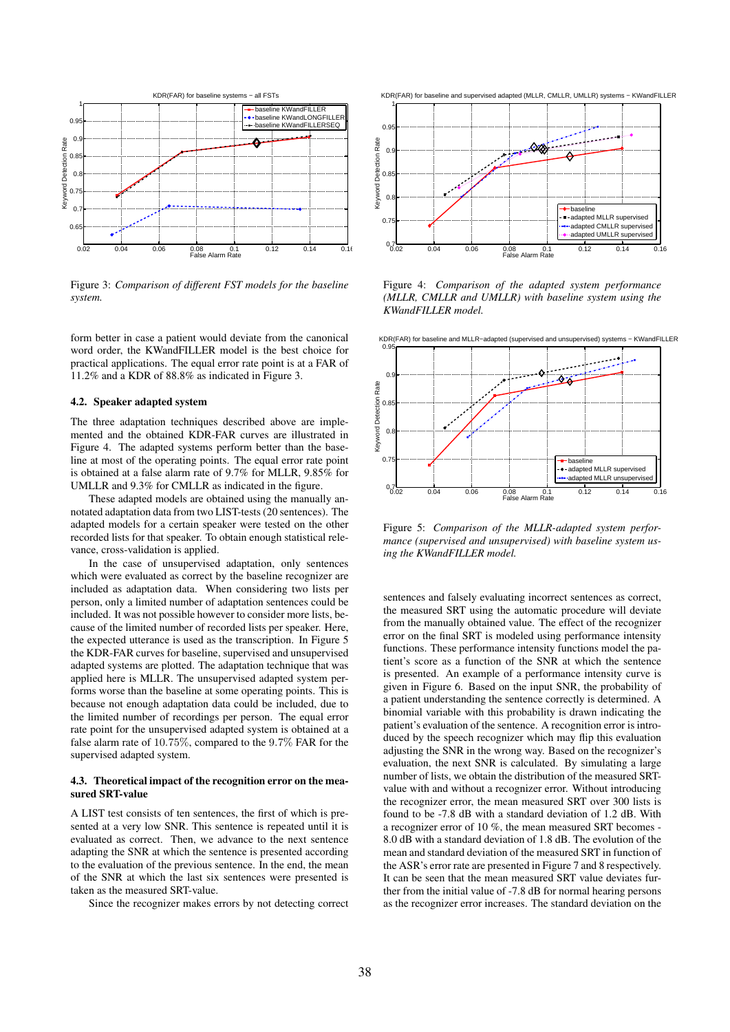Figure 3: *Comparison of different FST models for the baseline system.*

Figure 4: *Comparison of the adapted system performance (MLLR, CMLLR and UMLLR) with baseline system using the KWandFILLER model.*

Figure 5: *Comparison of the MLLR-adapted system performance (supervised and unsupervised) with baseline system using the KWandFILLER model.*

form better in case a patient would deviate from the canonical word order, the KWandFILLER model is the best choice for practical applications. The equal error rate point is at a FAR of 11.2% and a KDR of 88.8% as indicated in Figure 3.

### 4.2. Speaker adapted system

The three adaptation techniques described above are implemented and the obtained KDR-FAR curves are illustrated in Figure 4. The adapted systems perform better than the baseline at most of the operating points. The equal error rate point is obtained at a false alarm rate of 9.7% for MLLR, 9.85% for UMLLR and 9.3% for CMLLR as indicated in the figure.

These adapted models are obtained using the manually annotated adaptation data from two LIST-tests (20 sentences). The adapted models for a certain speaker were tested on the other recorded lists for that speaker. To obtain enough statistical relevance, cross-validation is applied.

In the case of unsupervised adaptation, only sentences which were evaluated as correct by the baseline recognizer are included as adaptation data. When considering two lists per person, only a limited number of adaptation sentences could be included. It was not possible however to consider more lists, because of the limited number of recorded lists per speaker. Here, the expected utterance is used as the transcription. In Figure 5 the KDR-FAR curves for baseline, supervised and unsupervised adapted systems are plotted. The adaptation technique that was applied here is MLLR. The unsupervised adapted system performs worse than the baseline at some operating points. This is because not enough adaptation data could be included, due to the limited number of recordings per person. The equal error rate point for the unsupervised adapted system is obtained at a false alarm rate of 10.75%, compared to the 9.7% FAR for the supervised adapted system.

### 4.3. Theoretical impact of the recognition error on the measured SRT-value

A LIST test consists of ten sentences, the first of which is presented at a very low SNR. This sentence is repeated until it is evaluated as correct. Then, we advance to the next sentence adapting the SNR at which the sentence is presented according to the evaluation of the previous sentence. In the end, the mean of the SNR at which the last six sentences were presented is taken as the measured SRT-value.

Since the recognizer makes errors by not detecting correct sentences and falsely evaluating incorrect sentences as correct, the measured SRT using the automatic procedure will deviate from the manually obtained value. The effect of the recognizer error on the final SRT is modeled using performance intensity functions. These performance intensity functions model the patient's score as a function of the SNR at which the sentence is presented. An example of a performance intensity curve is given in Figure 6. Based on the input SNR, the probability of a patient understanding the sentence correctly is determined. A binomial variable with this probability is drawn indicating the patient's evaluation of the sentence. A recognition error is introduced by the speech recognizer which may flip this evaluation adjusting the SNR in the wrong way. Based on the recognizer's evaluation, the next SNR is calculated. By simulating a large number of lists, we obtain the distribution of the measured SRT-value with and without a recognizer error. Without introducing the recognizer error, the mean measured SRT over 300 lists is found to be -7.8 dB with a standard deviation of 1.2 dB. With a recognizer error of 10 %, the mean measured SRT becomes -8.0 dB with a standard deviation of 1.8 dB. The evolution of the mean and standard deviation of the measured SRT in function of the ASR's error rate are presented in Figure 7 and 8 respectively. It can be seen that the mean measured SRT value deviates further from the initial value of -7.8 dB for normal hearing persons as the recognizer error increases. The standard deviation on the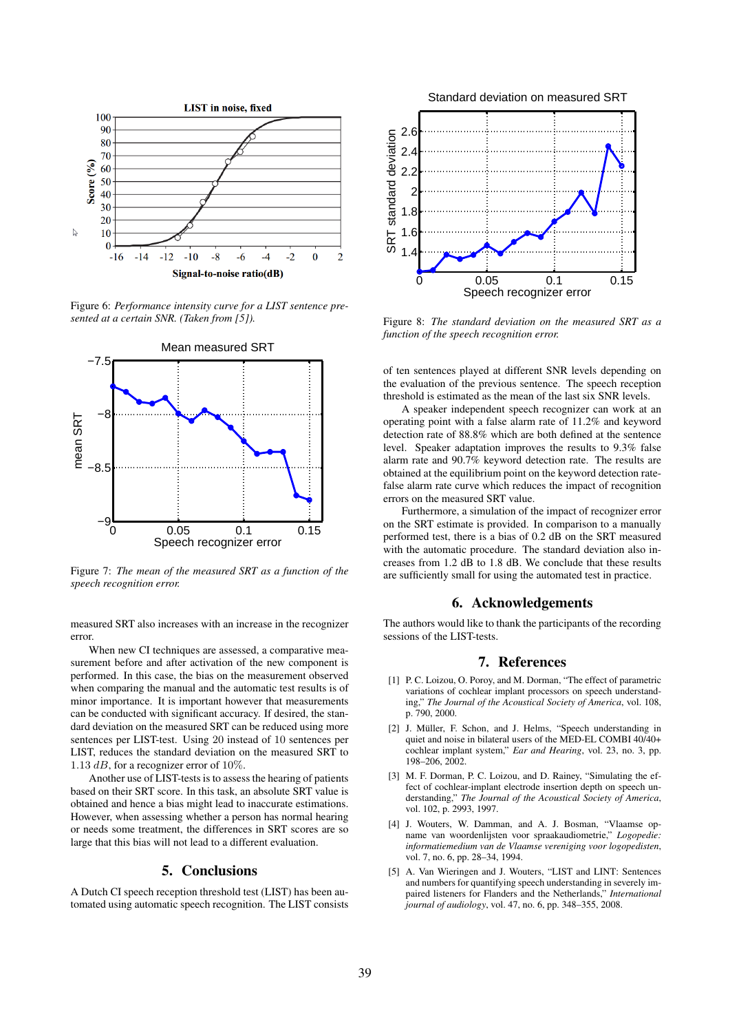Figure 6: *Performance intensity curve for a LIST sentence presented at a certain SNR. (Taken from [5]).*

Figure 7: *The mean of the measured SRT as a function of the speech recognition error.*

measured SRT also increases with an increase in the recognizer error.

When new CI techniques are assessed, a comparative measurement before and after activation of the new component is performed. In this case, the bias on the measurement observed when comparing the manual and the automatic test results is of minor importance. It is important however that measurements can be conducted with significant accuracy. If desired, the standard deviation on the measured SRT can be reduced using more sentences per LIST-test. Using 20 instead of 10 sentences per LIST, reduces the standard deviation on the measured SRT to $1.13\ dB$, for a recognizer error of 10%.

Another use of LIST-tests is to assess the hearing of patients based on their SRT score. In this task, an absolute SRT value is obtained and hence a bias might lead to inaccurate estimations. However, when assessing whether a person has normal hearing or needs some treatment, the differences in SRT scores are so large that this bias will not lead to a different evaluation.

## 5. Conclusions

A Dutch CI speech reception threshold test (LIST) has been automated using automatic speech recognition. The LIST consists of ten sentences played at different SNR levels depending on the evaluation of the previous sentence. The speech reception threshold is estimated as the mean of the last six SNR levels.

A speaker independent speech recognizer can work at an operating point with a false alarm rate of 11.2% and keyword detection rate of 88.8% which are both defined at the sentence level. Speaker adaptation improves the results to 9.3% false alarm rate and 90.7% keyword detection rate. The results are obtained at the equilibrium point on the keyword detection rate-false alarm rate curve which reduces the impact of recognition errors on the measured SRT value.

Furthermore, a simulation of the impact of recognizer error on the SRT estimate is provided. In comparison to a manually performed test, there is a bias of 0.2 dB on the SRT measured with the automatic procedure. The standard deviation also increases from 1.2 dB to 1.8 dB. We conclude that these results are sufficiently small for using the automated test in practice.

Figure 8: *The standard deviation on the measured SRT as a function of the speech recognition error.*

## 6. Acknowledgements

The authors would like to thank the participants of the recording sessions of the LIST-tests.

## 7. References

[1] P. C. Loizou, O. Poroy, and M. Dorman, "The effect of parametric variations of cochlear implant processors on speech understanding," *The Journal of the Acoustical Society of America*, vol. 108, p. 790, 2000.

[2] J. Müller, F. Schon, and J. Helms, "Speech understanding in quiet and noise in bilateral users of the MED-EL COMBI 40/40+ cochlear implant system," *Ear and Hearing*, vol. 23, no. 3, pp. 198–206, 2002.

[3] M. F. Dorman, P. C. Loizou, and D. Rainey, "Simulating the effect of cochlear-implant electrode insertion depth on speech understanding," *The Journal of the Acoustical Society of America*, vol. 102, p. 2993, 1997.

[4] J. Wouters, W. Damman, and A. J. Bosman, "Vlaamse opname van woordenlijsten voor spraakaudiometrie," *Logopedie: informatiemedium van de Vlaamse vereniging voor logopedisten*, vol. 7, no. 6, pp. 28–34, 1994.

[5] A. Van Wieringen and J. Wouters, "LIST and LINT: Sentences and numbers for quantifying speech understanding in severely impaired listeners for Flanders and the Netherlands," *International journal of audiology*, vol. 47, no. 6, pp. 348–355, 2008.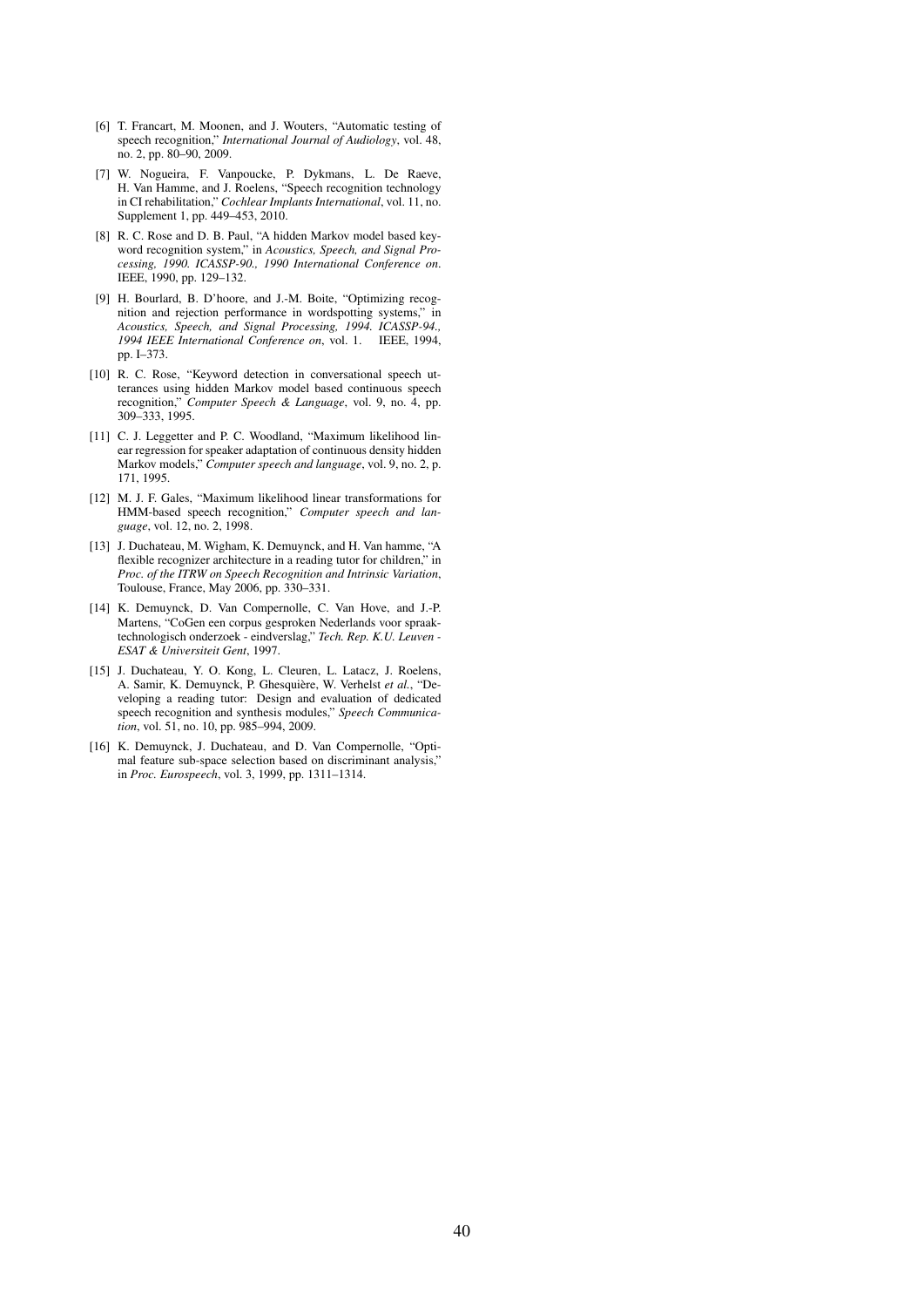[6] T. Francart, M. Moonen, and J. Wouters, “Automatic testing of speech recognition,” *International Journal of Audiology*, vol. 48, no. 2, pp. 80–90, 2009.

[7] W. Nogueira, F. Vanpoucke, P. Dykmans, L. De Raeve, H. Van Hamme, and J. Roelens, “Speech recognition technology in CI rehabilitation,” *Cochlear Implants International*, vol. 11, no. Supplement 1, pp. 449–453, 2010.

[8] R. C. Rose and D. B. Paul, “A hidden Markov model based keyword recognition system,” in *Acoustics, Speech, and Signal Processing, 1990. ICASSP-90., 1990 International Conference on*. IEEE, 1990, pp. 129–132.

[9] H. Bourlard, B. D’hoore, and J.-M. Boite, “Optimizing recognition and rejection performance in wordspotting systems,” in *Acoustics, Speech, and Signal Processing, 1994. ICASSP-94., 1994 IEEE International Conference on*, vol. 1. IEEE, 1994, pp. I–373.

[10] R. C. Rose, “Keyword detection in conversational speech utterances using hidden Markov model based continuous speech recognition,” *Computer Speech & Language*, vol. 9, no. 4, pp. 309–333, 1995.

[11] C. J. Leggetter and P. C. Woodland, “Maximum likelihood linear regression for speaker adaptation of continuous density hidden Markov models,” *Computer speech and language*, vol. 9, no. 2, p. 171, 1995.

[12] M. J. F. Gales, “Maximum likelihood linear transformations for HMM-based speech recognition,” *Computer speech and language*, vol. 12, no. 2, 1998.

[13] J. Duchateau, M. Wigham, K. Demuynck, and H. Van hamme, “A flexible recognizer architecture in a reading tutor for children,” in *Proc. of the ITRW on Speech Recognition and Intrinsic Variation*, Toulouse, France, May 2006, pp. 330–331.

[14] K. Demuynck, D. Van Compernolle, C. Van Hove, and J.-P. Martens, “CoGen een corpus gesproken Nederlands voor spraaktechnologisch onderzoek - eindverslag,” *Tech. Rep. K.U. Leuven - ESAT & Universiteit Gent*, 1997.

[15] J. Duchateau, Y. O. Kong, L. Cleuren, L. Latacz, J. Roelens, A. Samir, K. Demuynck, P. Ghesquière, W. Verhelst *et al.*, “Developing a reading tutor: Design and evaluation of dedicated speech recognition and synthesis modules,” *Speech Communication*, vol. 51, no. 10, pp. 985–994, 2009.

[16] K. Demuynck, J. Duchateau, and D. Van Compernolle, “Optimal feature sub-space selection based on discriminant analysis,” in *Proc. Eurospeech*, vol. 3, 1999, pp. 1311–1314.